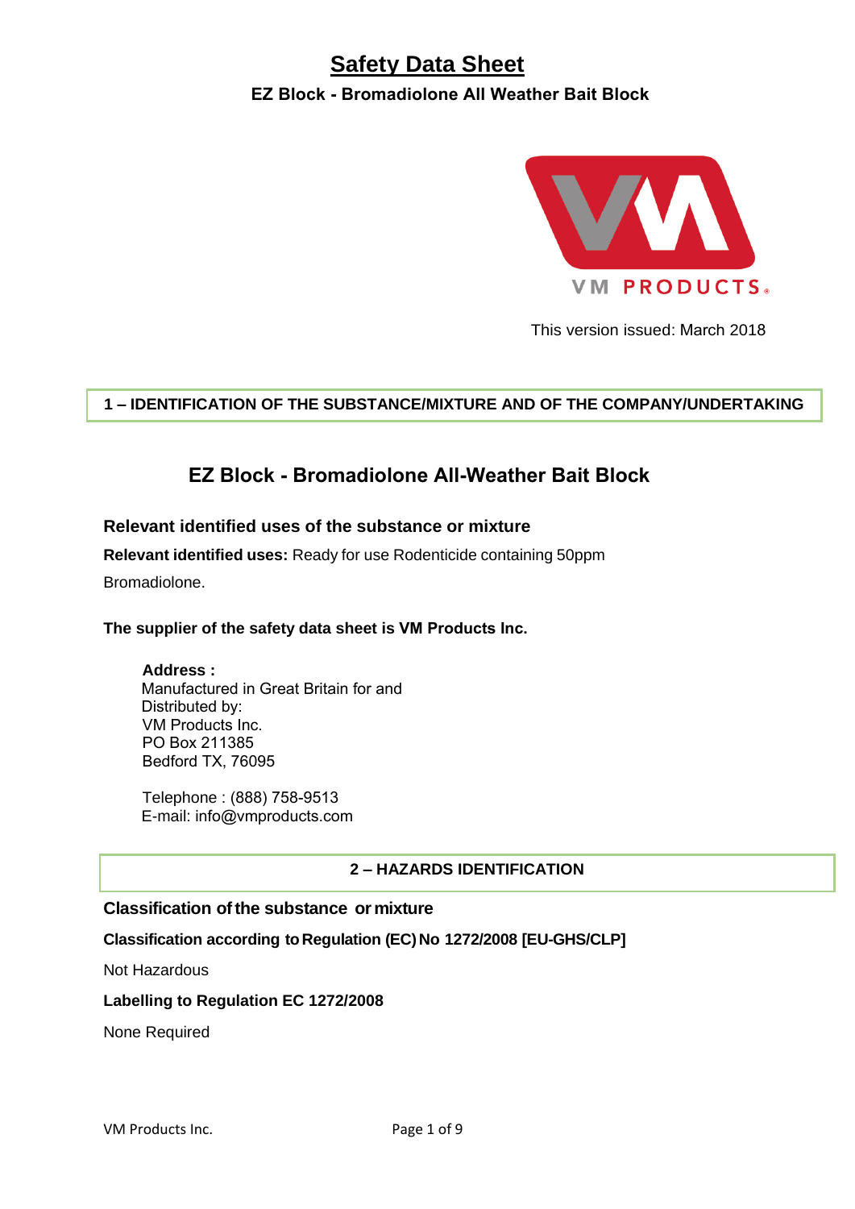# Safety Data Sheet

**EZ Block - Bromadiolone All Weather Bait Block**

This version issued: March 2018

## 1 – IDENTIFICATION OF THE SUBSTANCE/MIXTURE AND OF THE COMPANY/UNDERTAKING

### EZ Block - Bromadiolone All-Weather Bait Block

**Relevant identified uses of the substance or mixture**

**Relevant identified uses:** Ready for use Rodenticide containing 50ppm Bromadiolone.

**The supplier of the safety data sheet is VM Products Inc.**

**Address :**
Manufactured in Great Britain for and
Distributed by:
VM Products Inc.
PO Box 211385
Bedford TX, 76095

Telephone : (888) 758-9513
E-mail: info@vmproducts.com

## 2 – HAZARDS IDENTIFICATION

**Classification of the substance or mixture**

**Classification according to Regulation (EC) No 1272/2008 [EU-GHS/CLP]**

Not Hazardous

**Labelling to Regulation EC 1272/2008**

None Required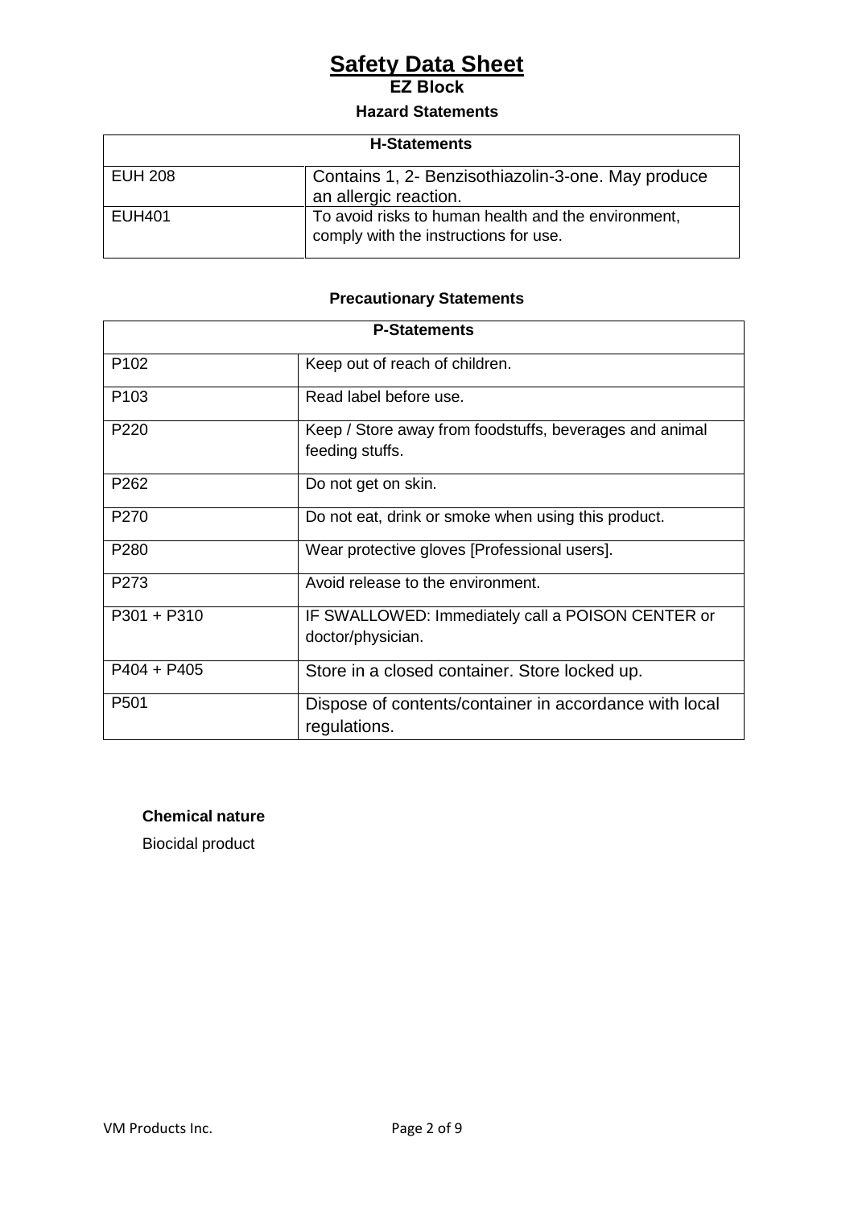# Safety Data Sheet

## EZ Block

### Hazard Statements

| H-Statements | |
|---|---|
| EUH 208 | Contains 1, 2- Benzisothiazolin-3-one. May produce an allergic reaction. |
| EUH401 | To avoid risks to human health and the environment, comply with the instructions for use. |

### Precautionary Statements

| P-Statements | |
|---|---|
| P102 | Keep out of reach of children. |
| P103 | Read label before use. |
| P220 | Keep / Store away from foodstuffs, beverages and animal feeding stuffs. |
| P262 | Do not get on skin. |
| P270 | Do not eat, drink or smoke when using this product. |
| P280 | Wear protective gloves [Professional users]. |
| P273 | Avoid release to the environment. |
| P301 + P310 | IF SWALLOWED: Immediately call a POISON CENTER or doctor/physician. |
| P404 + P405 | Store in a closed container. Store locked up. |
| P501 | Dispose of contents/container in accordance with local regulations. |

**Chemical nature**

Biocidal product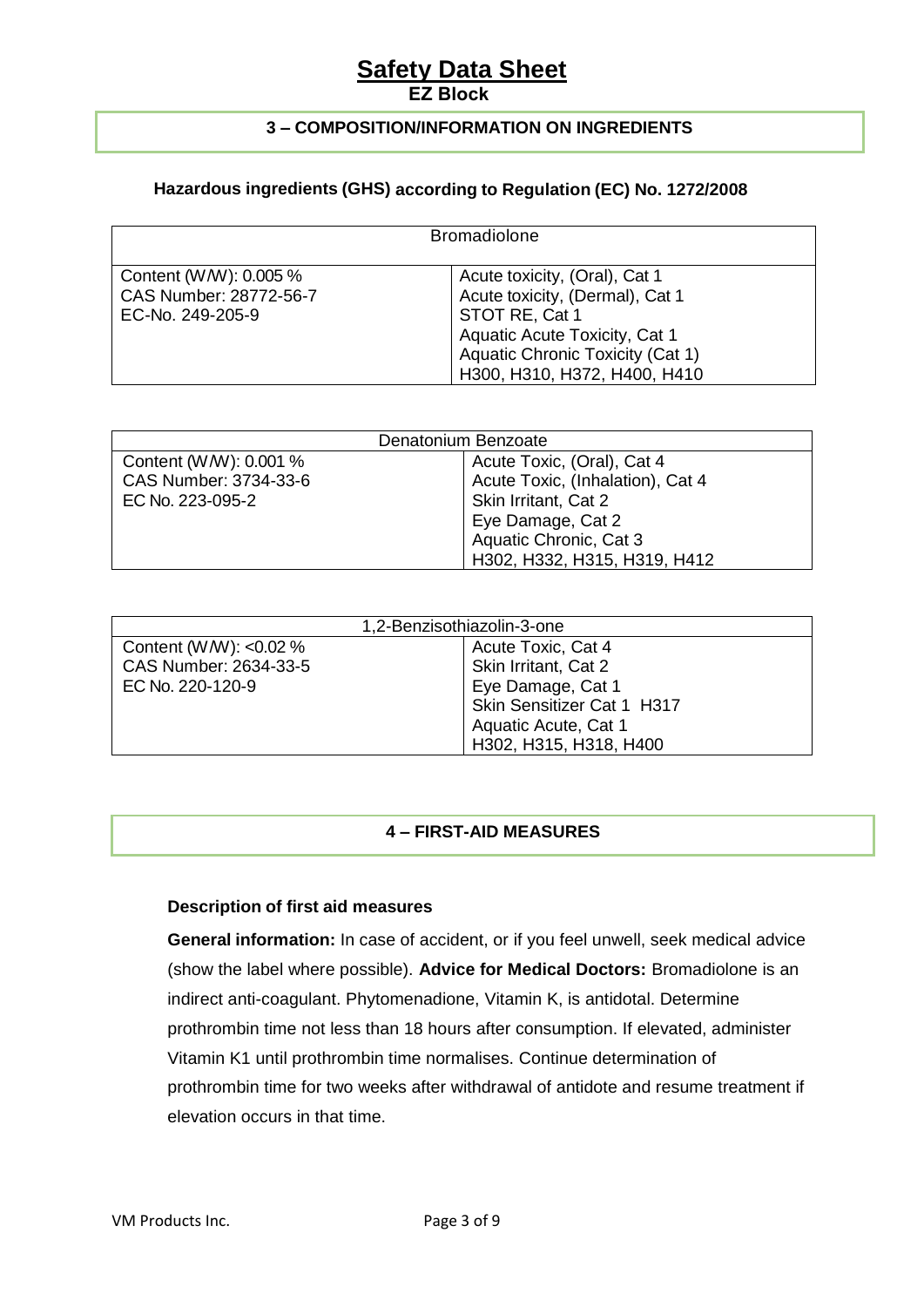## 3 – COMPOSITION/INFORMATION ON INGREDIENTS

### Hazardous ingredients (GHS) according to Regulation (EC) No. 1272/2008

| Bromadiolone | |
|---|---|
| Content (W/W): 0.005 %<br>CAS Number: 28772-56-7<br>EC-No. 249-205-9 | Acute toxicity, (Oral), Cat 1<br>Acute toxicity, (Dermal), Cat 1<br>STOT RE, Cat 1<br>Aquatic Acute Toxicity, Cat 1<br>Aquatic Chronic Toxicity (Cat 1)<br>H300, H310, H372, H400, H410 |

| Denatonium Benzoate | |
|---|---|
| Content (W/W): 0.001 %<br>CAS Number: 3734-33-6<br>EC No. 223-095-2 | Acute Toxic, (Oral), Cat 4<br>Acute Toxic, (Inhalation), Cat 4<br>Skin Irritant, Cat 2<br>Eye Damage, Cat 2<br>Aquatic Chronic, Cat 3<br>H302, H332, H315, H319, H412 |

| 1,2-Benzisothiazolin-3-one | |
|---|---|
| Content (W/W): <0.02 %<br>CAS Number: 2634-33-5<br>EC No. 220-120-9 | Acute Toxic, Cat 4<br>Skin Irritant, Cat 2<br>Eye Damage, Cat 1<br>Skin Sensitizer Cat 1 H317<br>Aquatic Acute, Cat 1<br>H302, H315, H318, H400 |

## 4 – FIRST-AID MEASURES

**Description of first aid measures**

**General information:** In case of accident, or if you feel unwell, seek medical advice (show the label where possible). **Advice for Medical Doctors:** Bromadiolone is an indirect anti-coagulant. Phytomenadione, Vitamin K, is antidotal. Determine prothrombin time not less than 18 hours after consumption. If elevated, administer Vitamin K1 until prothrombin time normalises. Continue determination of prothrombin time for two weeks after withdrawal of antidote and resume treatment if elevation occurs in that time.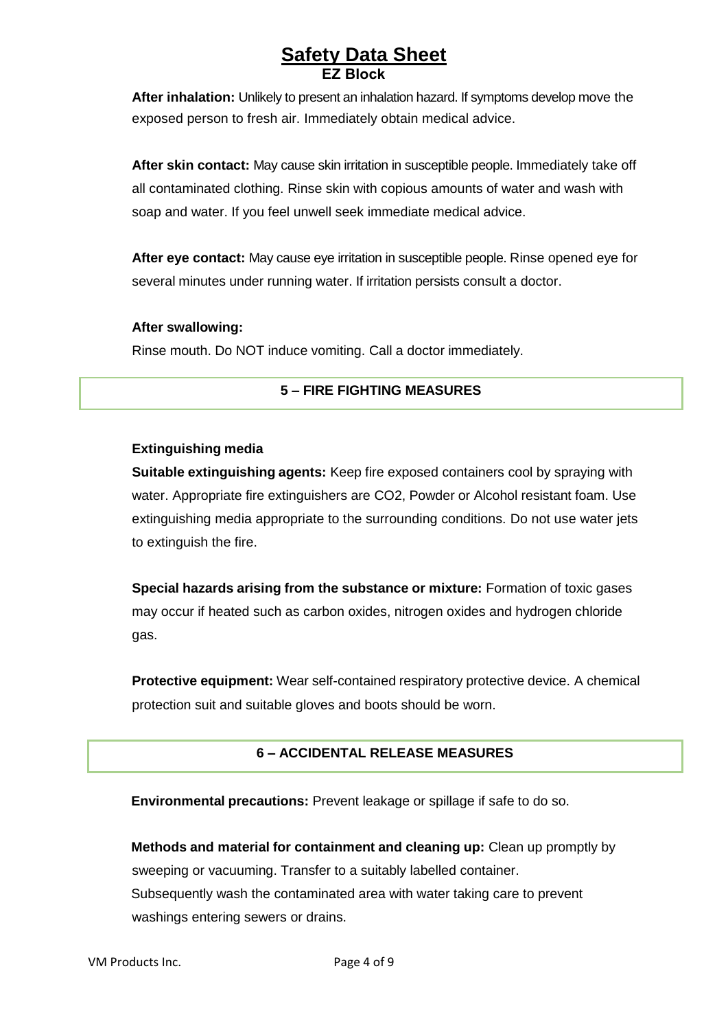**After inhalation:** Unlikely to present an inhalation hazard. If symptoms develop move the exposed person to fresh air. Immediately obtain medical advice.

**After skin contact:** May cause skin irritation in susceptible people. Immediately take off all contaminated clothing. Rinse skin with copious amounts of water and wash with soap and water. If you feel unwell seek immediate medical advice.

**After eye contact:** May cause eye irritation in susceptible people. Rinse opened eye for several minutes under running water. If irritation persists consult a doctor.

**After swallowing:**
Rinse mouth. Do NOT induce vomiting. Call a doctor immediately.

## 5 – FIRE FIGHTING MEASURES

**Extinguishing media**

**Suitable extinguishing agents:** Keep fire exposed containers cool by spraying with water. Appropriate fire extinguishers are $CO_2$, Powder or Alcohol resistant foam. Use extinguishing media appropriate to the surrounding conditions. Do not use water jets to extinguish the fire.

**Special hazards arising from the substance or mixture:** Formation of toxic gases may occur if heated such as carbon oxides, nitrogen oxides and hydrogen chloride gas.

**Protective equipment:** Wear self-contained respiratory protective device. A chemical protection suit and suitable gloves and boots should be worn.

## 6 – ACCIDENTAL RELEASE MEASURES

**Environmental precautions:** Prevent leakage or spillage if safe to do so.

**Methods and material for containment and cleaning up:** Clean up promptly by sweeping or vacuuming. Transfer to a suitably labelled container. Subsequently wash the contaminated area with water taking care to prevent washings entering sewers or drains.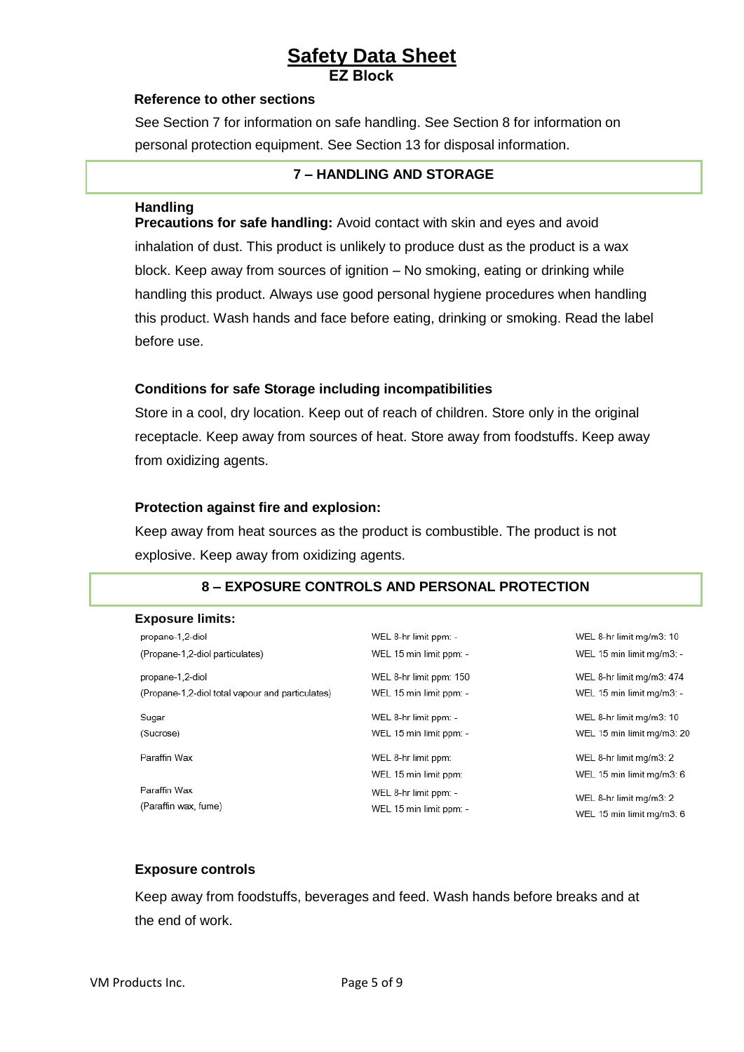# Safety Data Sheet

## EZ Block

### Reference to other sections

See Section 7 for information on safe handling. See Section 8 for information on personal protection equipment. See Section 13 for disposal information.

## 7 – HANDLING AND STORAGE

### Handling

**Precautions for safe handling:** Avoid contact with skin and eyes and avoid inhalation of dust. This product is unlikely to produce dust as the product is a wax block. Keep away from sources of ignition – No smoking, eating or drinking while handling this product. Always use good personal hygiene procedures when handling this product. Wash hands and face before eating, drinking or smoking. Read the label before use.

### Conditions for safe Storage including incompatibilities

Store in a cool, dry location. Keep out of reach of children. Store only in the original receptacle. Keep away from sources of heat. Store away from foodstuffs. Keep away from oxidizing agents.

### Protection against fire and explosion:

Keep away from heat sources as the product is combustible. The product is not explosive. Keep away from oxidizing agents.

## 8 – EXPOSURE CONTROLS AND PERSONAL PROTECTION

### Exposure limits:

| Substance | WEL (ppm) | WEL (mg/m3) |
|---|---|---|
| propane-1,2-diol (Propane-1,2-diol particulates) | WEL 8-hr limit ppm: - <br> WEL 15 min limit ppm: - | WEL 8-hr limit mg/m3: 10 <br> WEL 15 min limit mg/m3: - |
| propane-1,2-diol (Propane-1,2-diol total vapour and particulates) | WEL 8-hr limit ppm: 150 <br> WEL 15 min limit ppm: - | WEL 8-hr limit mg/m3: 474 <br> WEL 15 min limit mg/m3: - |
| Sugar (Sucrose) | WEL 8-hr limit ppm: - <br> WEL 15 min limit ppm: - | WEL 8-hr limit mg/m3: 10 <br> WEL 15 min limit mg/m3: 20 |
| Paraffin Wax | WEL 8-hr limit ppm: <br> WEL 15 min limit ppm: | WEL 8-hr limit mg/m3: 2 <br> WEL 15 min limit mg/m3: 6 |
| Paraffin Wax (Paraffin wax, fume) | WEL 8-hr limit ppm: - <br> WEL 15 min limit ppm: - | WEL 8-hr limit mg/m3: 2 <br> WEL 15 min limit mg/m3: 6 |

### Exposure controls

Keep away from foodstuffs, beverages and feed. Wash hands before breaks and at the end of work.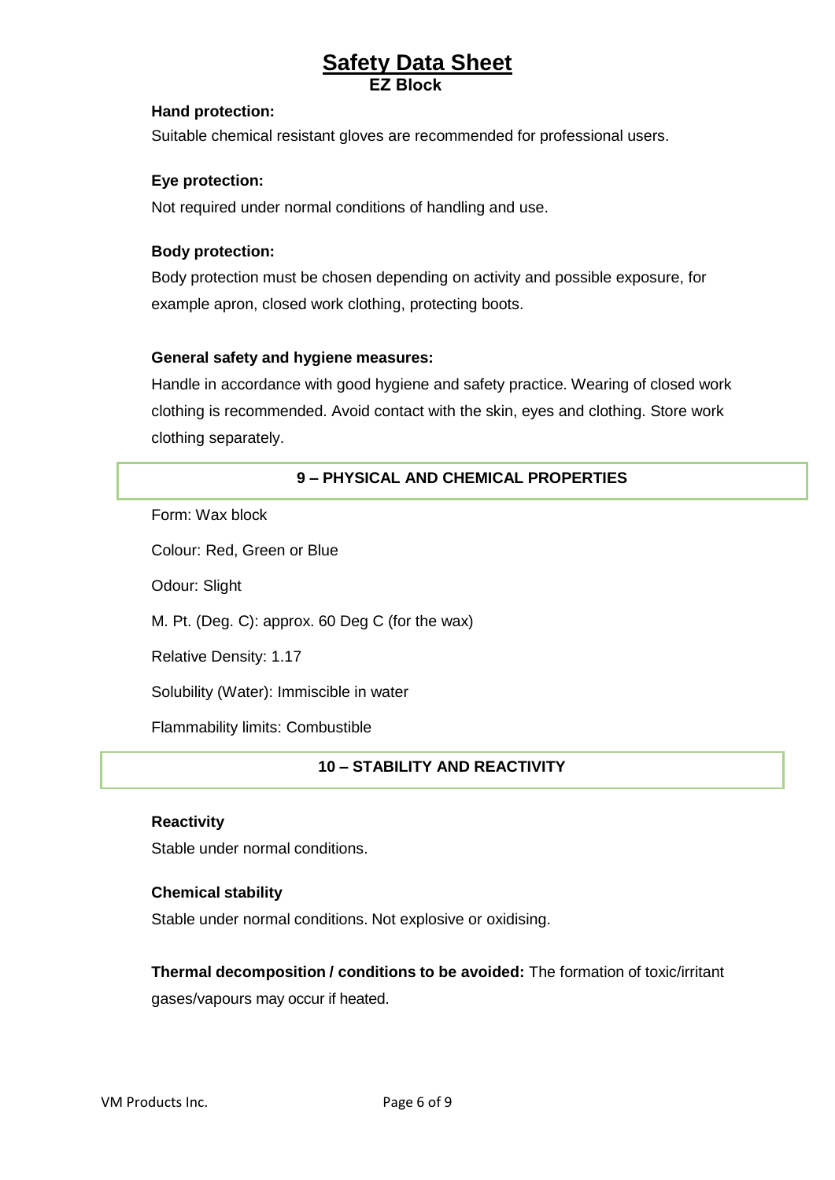**Hand protection:**

Suitable chemical resistant gloves are recommended for professional users.

**Eye protection:**

Not required under normal conditions of handling and use.

**Body protection:**

Body protection must be chosen depending on activity and possible exposure, for example apron, closed work clothing, protecting boots.

**General safety and hygiene measures:**

Handle in accordance with good hygiene and safety practice. Wearing of closed work clothing is recommended. Avoid contact with the skin, eyes and clothing. Store work clothing separately.

## 9 – PHYSICAL AND CHEMICAL PROPERTIES

Form: Wax block

Colour: Red, Green or Blue

Odour: Slight

M. Pt. (Deg. C): approx. 60 Deg C (for the wax)

Relative Density: 1.17

Solubility (Water): Immiscible in water

Flammability limits: Combustible

## 10 – STABILITY AND REACTIVITY

**Reactivity**

Stable under normal conditions.

**Chemical stability**

Stable under normal conditions. Not explosive or oxidising.

**Thermal decomposition / conditions to be avoided:** The formation of toxic/irritant gases/vapours may occur if heated.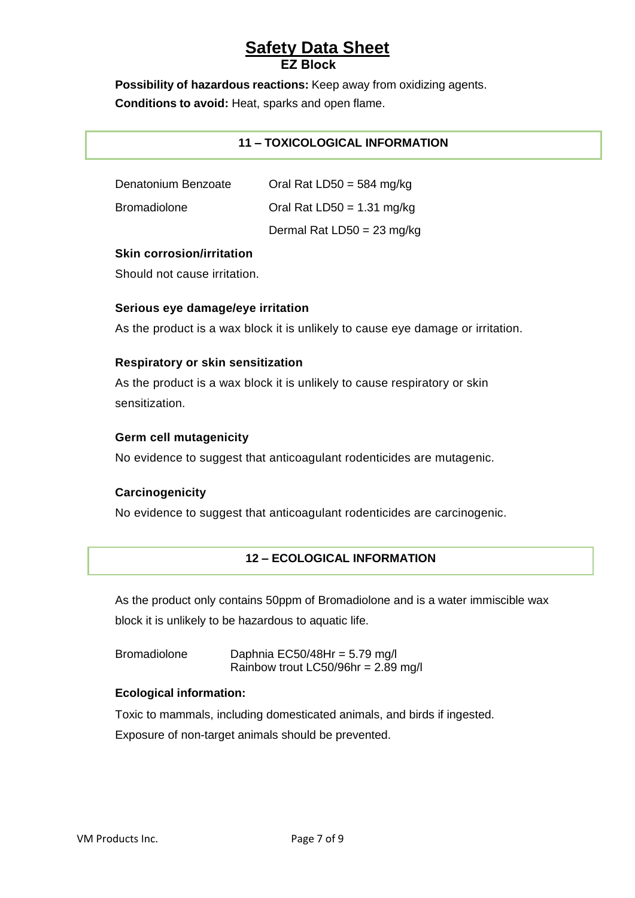**Possibility of hazardous reactions:** Keep away from oxidizing agents.

**Conditions to avoid:** Heat, sparks and open flame.

## 11 – TOXICOLOGICAL INFORMATION

| | |
|---|---|
| Denatonium Benzoate | Oral Rat LD50 = 584 mg/kg |
| Bromadiolone | Oral Rat LD50 = 1.31 mg/kg |
| | Dermal Rat LD50 = 23 mg/kg |

**Skin corrosion/irritation**

Should not cause irritation.

**Serious eye damage/eye irritation**

As the product is a wax block it is unlikely to cause eye damage or irritation.

**Respiratory or skin sensitization**

As the product is a wax block it is unlikely to cause respiratory or skin sensitization.

**Germ cell mutagenicity**

No evidence to suggest that anticoagulant rodenticides are mutagenic.

**Carcinogenicity**

No evidence to suggest that anticoagulant rodenticides are carcinogenic.

## 12 – ECOLOGICAL INFORMATION

As the product only contains 50ppm of Bromadiolone and is a water immiscible wax block it is unlikely to be hazardous to aquatic life.

| | |
|---|---|
| Bromadiolone | Daphnia EC50/48Hr = 5.79 mg/l |
| | Rainbow trout LC50/96hr = 2.89 mg/l |

**Ecological information:**

Toxic to mammals, including domesticated animals, and birds if ingested.

Exposure of non-target animals should be prevented.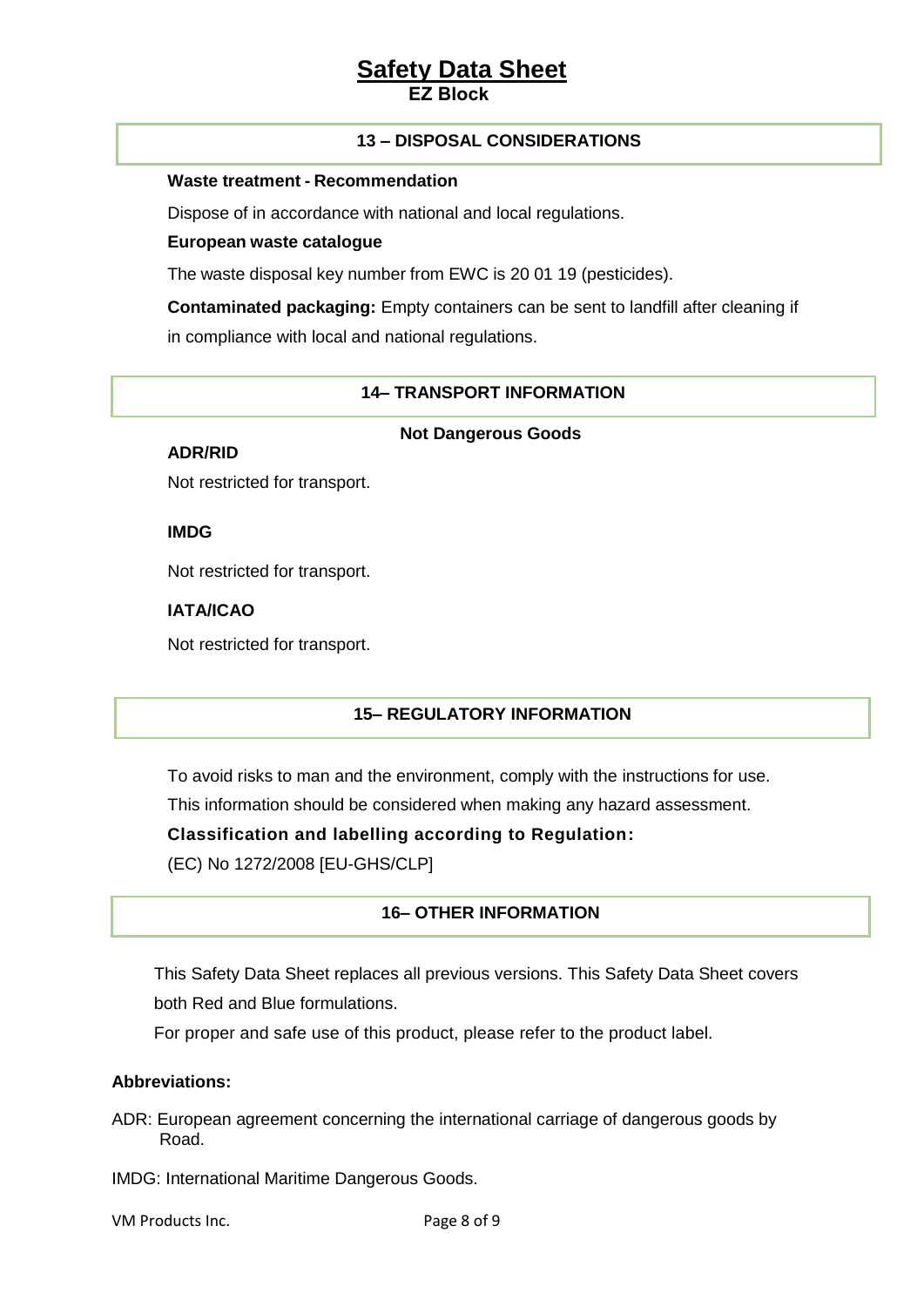## 13 – DISPOSAL CONSIDERATIONS

**Waste treatment - Recommendation**

Dispose of in accordance with national and local regulations.

**European waste catalogue**

The waste disposal key number from EWC is 20 01 19 (pesticides).

**Contaminated packaging:** Empty containers can be sent to landfill after cleaning if in compliance with local and national regulations.

## 14– TRANSPORT INFORMATION

**Not Dangerous Goods**

**ADR/RID**

Not restricted for transport.

**IMDG**

Not restricted for transport.

**IATA/ICAO**

Not restricted for transport.

## 15– REGULATORY INFORMATION

To avoid risks to man and the environment, comply with the instructions for use.

This information should be considered when making any hazard assessment.

**Classification and labelling according to Regulation:**

(EC) No 1272/2008 [EU-GHS/CLP]

## 16– OTHER INFORMATION

This Safety Data Sheet replaces all previous versions. This Safety Data Sheet covers both Red and Blue formulations.

For proper and safe use of this product, please refer to the product label.

**Abbreviations:**

ADR: European agreement concerning the international carriage of dangerous goods by Road.

IMDG: International Maritime Dangerous Goods.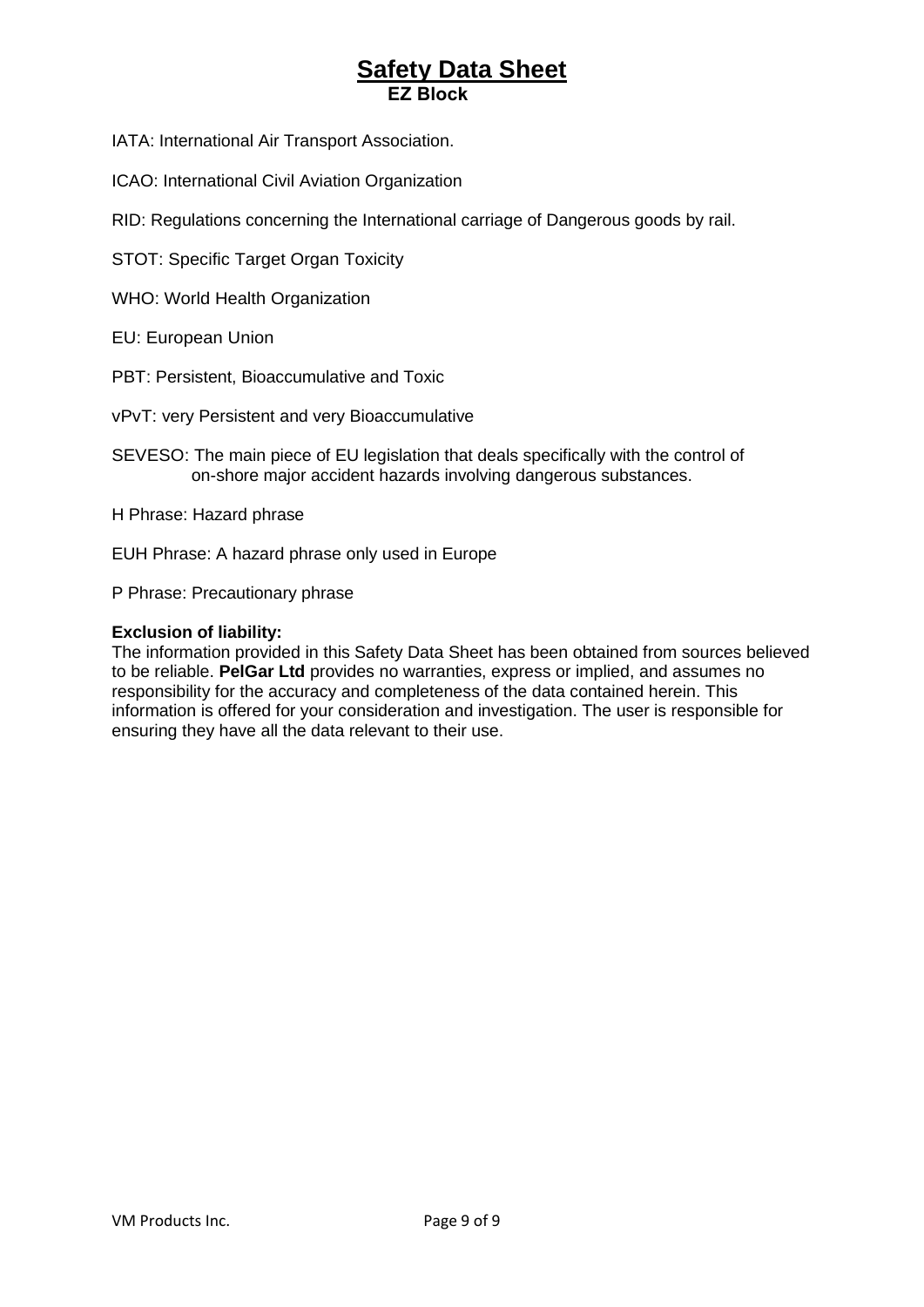IATA: International Air Transport Association.

ICAO: International Civil Aviation Organization

RID: Regulations concerning the International carriage of Dangerous goods by rail.

STOT: Specific Target Organ Toxicity

WHO: World Health Organization

EU: European Union

PBT: Persistent, Bioaccumulative and Toxic

vPvT: very Persistent and very Bioaccumulative

SEVESO: The main piece of EU legislation that deals specifically with the control of on-shore major accident hazards involving dangerous substances.

H Phrase: Hazard phrase

EUH Phrase: A hazard phrase only used in Europe

P Phrase: Precautionary phrase

**Exclusion of liability:**
The information provided in this Safety Data Sheet has been obtained from sources believed to be reliable. **PelGar Ltd** provides no warranties, express or implied, and assumes no responsibility for the accuracy and completeness of the data contained herein. This information is offered for your consideration and investigation. The user is responsible for ensuring they have all the data relevant to their use.